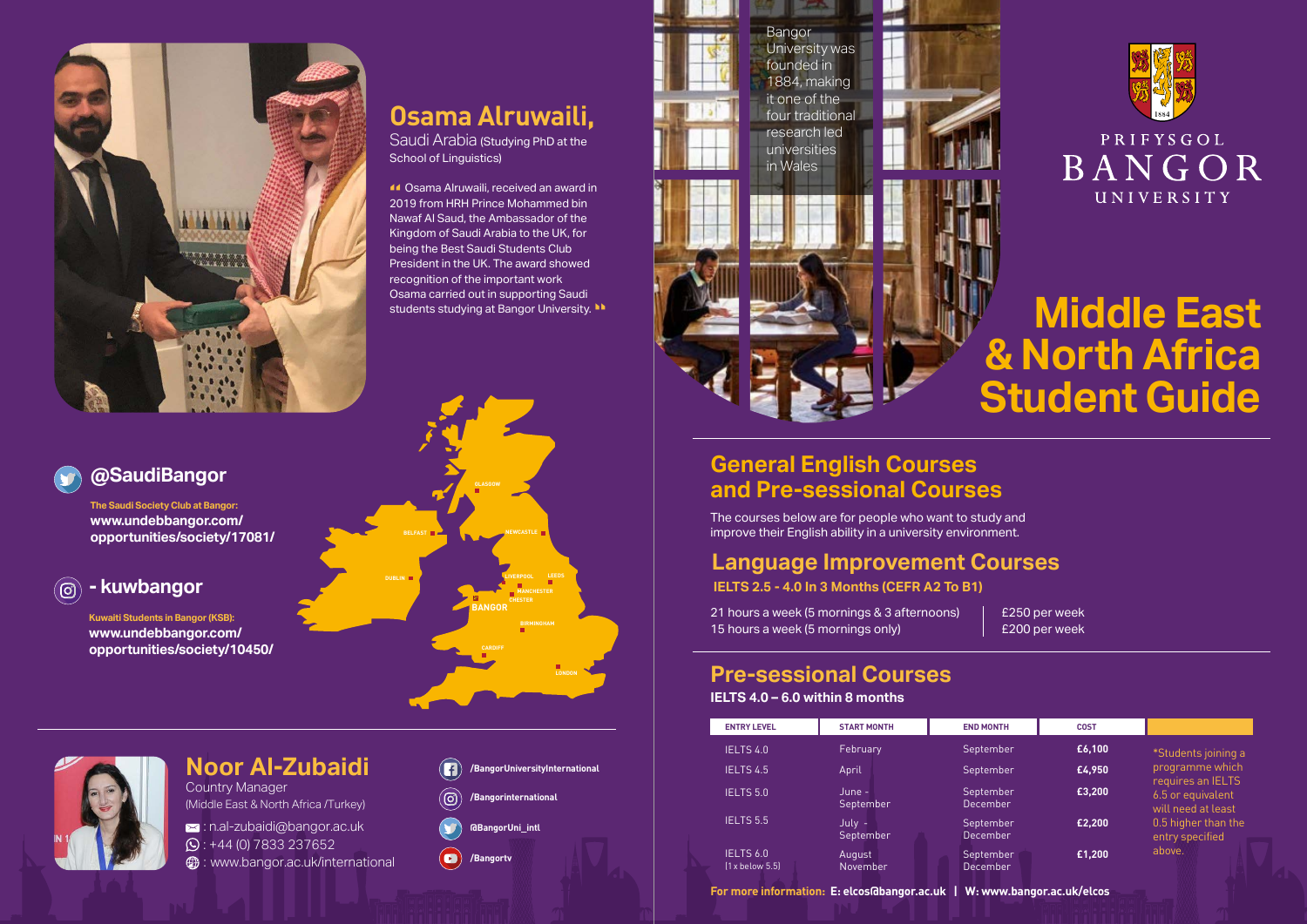# Osama Alruwaili,

Saudi Arabia (Studying PhD at the School of Linguistics)

"Osama Alruwaili, received an award in 2019 from HRH Prince Mohammed bin Nawaf Al Saud, the Ambassador of the Kingdom of Saudi Arabia to the UK, for being the Best Saudi Students Club President in the UK. The award showed recognition of the important work Osama carried out in supporting Saudi students studying at Bangor University."

## @SaudiBangor

**The Saudi Society Club at Bangor:**
**www.undebbangor.com/opportunities/society/17081/**

## - kuwbangor

**Kuwaiti Students in Bangor (KSB):**
**www.undebbangor.com/opportunities/society/10450/**

GLASGOW
BELFAST
NEWCASTLE
DUBLIN
LIVERPOOL
LEEDS
MANCHESTER
CHESTER
BANGOR
BIRMINGHAM
CARDIFF
LONDON

# Noor Al-Zubaidi

Country Manager
(Middle East & North Africa /Turkey)

: n.al-zubaidi@bangor.ac.uk
: +44 (0) 7833 237652
: www.bangor.ac.uk/international

/BangorUniversityInternational
/Bangorinternational
@BangorUni_intl
/Bangortv

Bangor University was founded in 1884, making it one of the four traditional research led universities in Wales

PRIFYSGOL BANGOR UNIVERSITY

# Middle East & North Africa Student Guide

## General English Courses and Pre-sessional Courses

The courses below are for people who want to study and improve their English ability in a university environment.

## Language Improvement Courses

**IELTS 2.5 - 4.0 In 3 Months (CEFR A2 To B1)**

| | |
|---|---|
| 21 hours a week (5 mornings & 3 afternoons) | £250 per week |
| 15 hours a week (5 mornings only) | £200 per week |

## Pre-sessional Courses

**IELTS 4.0 – 6.0 within 8 months**

| ENTRY LEVEL | START MONTH | END MONTH | COST |
|---|---|---|---|
| IELTS 4.0 | February | September | **£6,100** |
| IELTS 4.5 | April | September | **£4,950** |
| IELTS 5.0 | June - September | September December | **£3,200** |
| IELTS 5.5 | July - September | September December | **£2,200** |
| IELTS 6.0 (1 x below 5.5) | August November | September December | **£1,200** |

*Students joining a programme which requires an IELTS 6.5 or equivalent will need at least 0.5 higher than the entry specified above.

**For more information: E: elcos@bangor.ac.uk | W: www.bangor.ac.uk/elcos**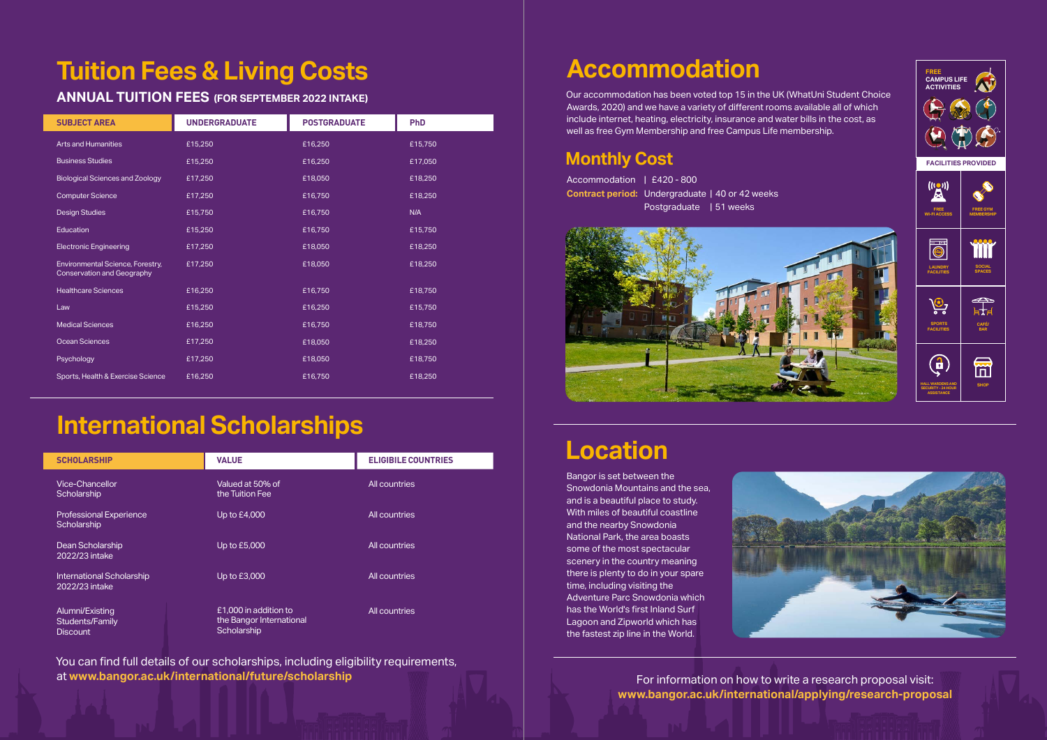# Tuition Fees & Living Costs

## ANNUAL TUITION FEES (FOR SEPTEMBER 2022 INTAKE)

| SUBJECT AREA | UNDERGRADUATE | POSTGRADUATE | PhD |
|---|---|---|---|
| Arts and Humanities | £15,250 | £16,250 | £15,750 |
| Business Studies | £15,250 | £16,250 | £17,050 |
| Biological Sciences and Zoology | £17,250 | £18,050 | £18,250 |
| Computer Science | £17,250 | £16,750 | £18,250 |
| Design Studies | £15,750 | £16,750 | N/A |
| Education | £15,250 | £16,750 | £15,750 |
| Electronic Engineering | £17,250 | £18,050 | £18,250 |
| Environmental Science, Forestry, Conservation and Geography | £17,250 | £18,050 | £18,250 |
| Healthcare Sciences | £16,250 | £16,750 | £18,750 |
| Law | £15,250 | £16,250 | £15,750 |
| Medical Sciences | £16,250 | £16,750 | £18,750 |
| Ocean Sciences | £17,250 | £18,050 | £18,250 |
| Psychology | £17,250 | £18,050 | £18,750 |
| Sports, Health & Exercise Science | £16,250 | £16,750 | £18,250 |

# International Scholarships

| SCHOLARSHIP | VALUE | ELIGIBILE COUNTRIES |
|---|---|---|
| Vice-Chancellor Scholarship | Valued at 50% of the Tuition Fee | All countries |
| Professional Experience Scholarship | Up to £4,000 | All countries |
| Dean Scholarship 2022/23 intake | Up to £5,000 | All countries |
| International Scholarship 2022/23 intake | Up to £3,000 | All countries |
| Alumni/Existing Students/Family Discount | £1,000 in addition to the Bangor International Scholarship | All countries |

You can find full details of our scholarships, including eligibility requirements, at **www.bangor.ac.uk/international/future/scholarship**

# Accommodation

Our accommodation has been voted top 15 in the UK (WhatUni Student Choice Awards, 2020) and we have a variety of different rooms available all of which include internet, heating, electricity, insurance and water bills in the cost, as well as free Gym Membership and free Campus Life membership.

## Monthly Cost

Accommodation | £420 - 800

**Contract period:** Undergraduate | 40 or 42 weeks
Postgraduate | 51 weeks

FREE CAMPUS LIFE ACTIVITIES

FACILITIES PROVIDED

- FREE WI-FI ACCESS
- FREE GYM MEMBERSHIP
- LAUNDRY FACILITIES
- SOCIAL SPACES
- SPORTS FACILITIES
- CAFE/BAR
- HALL WARDENS AND SECURITY - 24 HOUR ASSISTANCE
- SHOP

# Location

Bangor is set between the Snowdonia Mountains and the sea, and is a beautiful place to study. With miles of beautiful coastline and the nearby Snowdonia National Park, the area boasts some of the most spectacular scenery in the country meaning there is plenty to do in your spare time, including visiting the Adventure Parc Snowdonia which has the World's first Inland Surf Lagoon and Zipworld which has the fastest zip line in the World.

For information on how to write a research proposal visit: **www.bangor.ac.uk/international/applying/research-proposal**